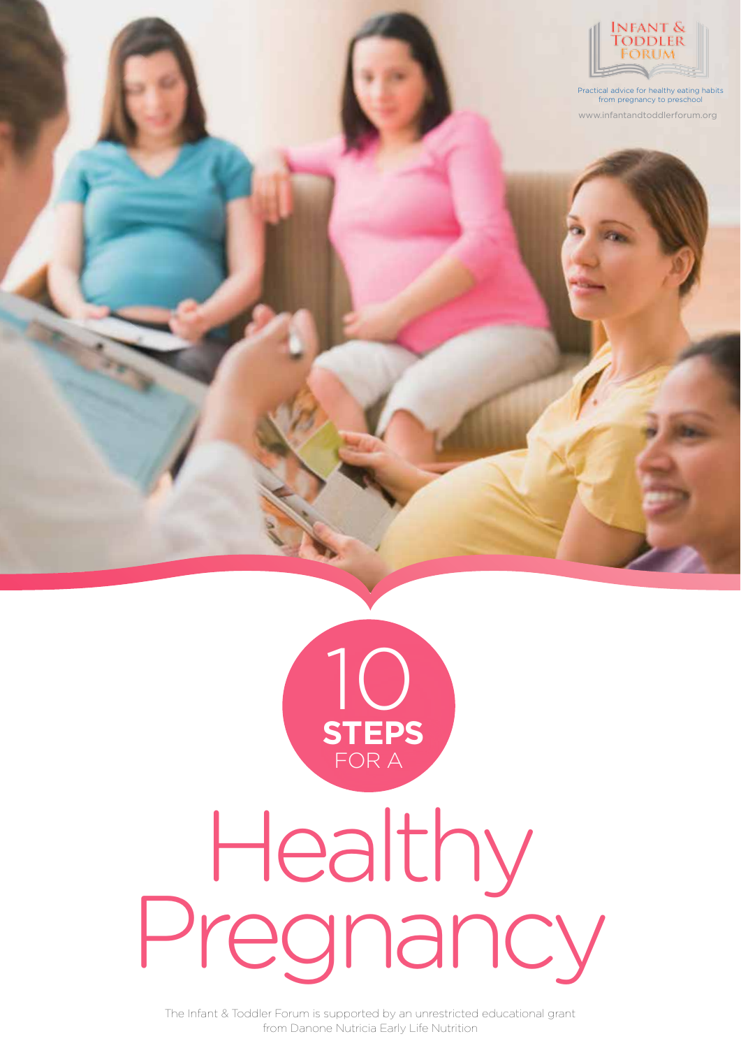Infant & Toddler Forum

Practical advice for healthy eating habits from pregnancy to preschool

www.infantandtoddlerforum.org

# 10 STEPS FOR A Healthy Pregnancy

The Infant & Toddler Forum is supported by an unrestricted educational grant from Danone Nutricia Early Life Nutrition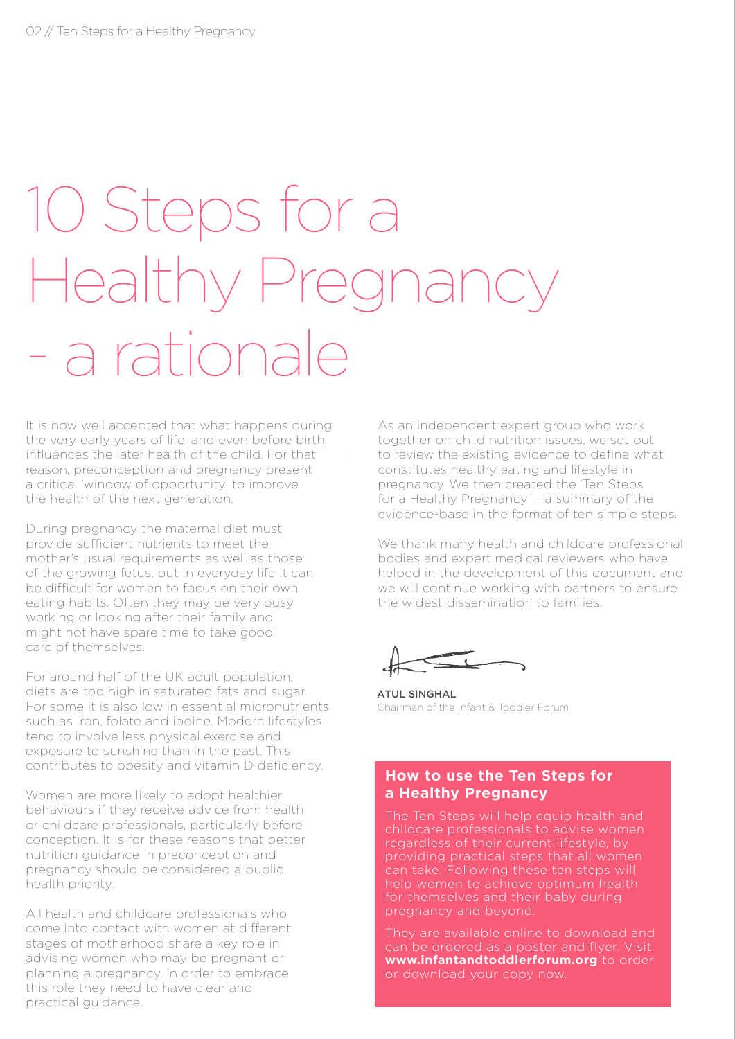# 10 Steps for a Healthy Pregnancy - a rationale

It is now well accepted that what happens during the very early years of life, and even before birth, influences the later health of the child. For that reason, preconception and pregnancy present a critical 'window of opportunity' to improve the health of the next generation.

During pregnancy the maternal diet must provide sufficient nutrients to meet the mother's usual requirements as well as those of the growing fetus, but in everyday life it can be difficult for women to focus on their own eating habits. Often they may be very busy working or looking after their family and might not have spare time to take good care of themselves.

For around half of the UK adult population, diets are too high in saturated fats and sugar. For some it is also low in essential micronutrients such as iron, folate and iodine. Modern lifestyles tend to involve less physical exercise and exposure to sunshine than in the past. This contributes to obesity and vitamin D deficiency.

Women are more likely to adopt healthier behaviours if they receive advice from health or childcare professionals, particularly before conception. It is for these reasons that better nutrition guidance in preconception and pregnancy should be considered a public health priority.

All health and childcare professionals who come into contact with women at different stages of motherhood share a key role in advising women who may be pregnant or planning a pregnancy. In order to embrace this role they need to have clear and practical guidance.

As an independent expert group who work together on child nutrition issues, we set out to review the existing evidence to define what constitutes healthy eating and lifestyle in pregnancy. We then created the 'Ten Steps for a Healthy Pregnancy' – a summary of the evidence-base in the format of ten simple steps.

We thank many health and childcare professional bodies and expert medical reviewers who have helped in the development of this document and we will continue working with partners to ensure the widest dissemination to families.

ATUL SINGHAL
Chairman of the Infant & Toddler Forum

## How to use the Ten Steps for a Healthy Pregnancy

The Ten Steps will help equip health and childcare professionals to advise women regardless of their current lifestyle, by providing practical steps that all women can take. Following these ten steps will help women to achieve optimum health for themselves and their baby during pregnancy and beyond.

They are available online to download and can be ordered as a poster and flyer. Visit **www.infantandtoddlerforum.org** to order or download your copy now.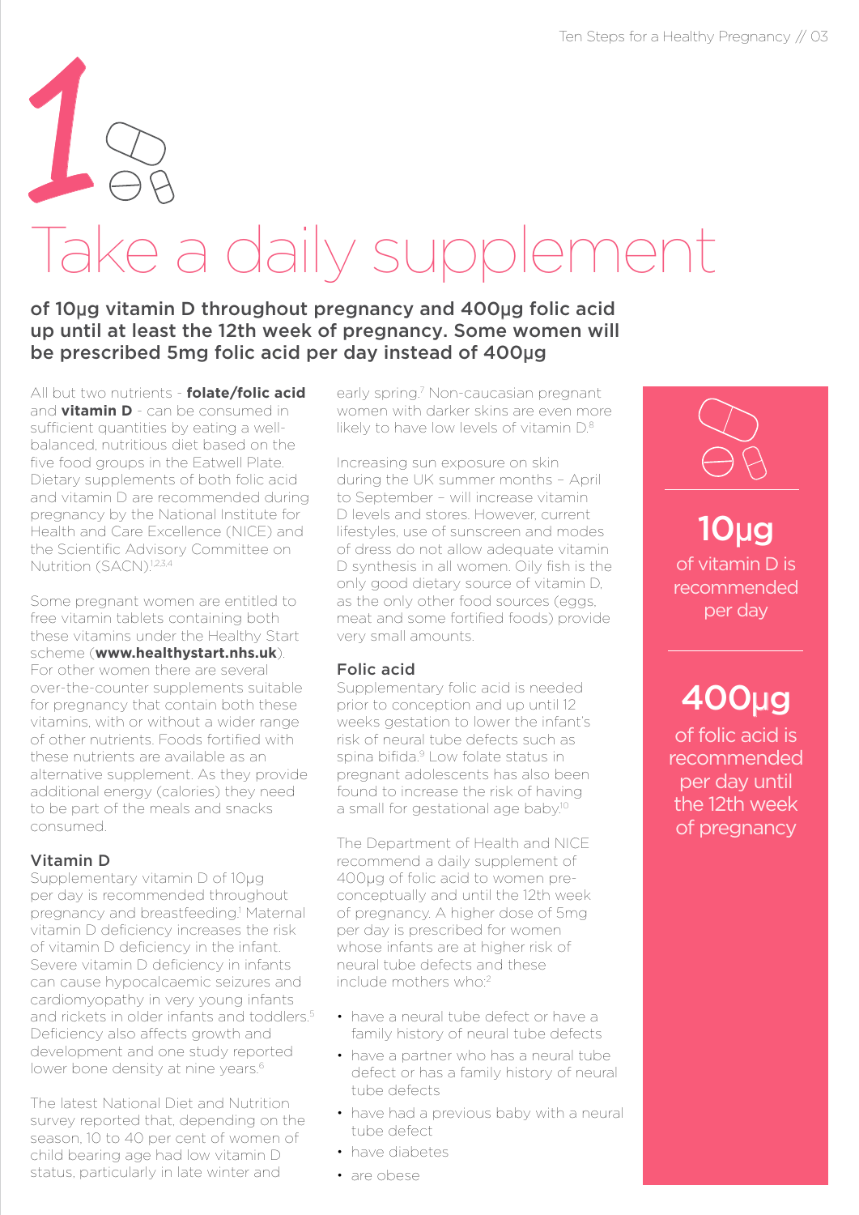# 1 Take a daily supplement

**of 10μg vitamin D throughout pregnancy and 400μg folic acid up until at least the 12th week of pregnancy. Some women will be prescribed 5mg folic acid per day instead of 400μg**

All but two nutrients - **folate/folic acid** and **vitamin D** - can be consumed in sufficient quantities by eating a well-balanced, nutritious diet based on the five food groups in the Eatwell Plate. Dietary supplements of both folic acid and vitamin D are recommended during pregnancy by the National Institute for Health and Care Excellence (NICE) and the Scientific Advisory Committee on Nutrition (SACN).[1,2,3,4]

Some pregnant women are entitled to free vitamin tablets containing both these vitamins under the Healthy Start scheme (**www.healthystart.nhs.uk**). For other women there are several over-the-counter supplements suitable for pregnancy that contain both these vitamins, with or without a wider range of other nutrients. Foods fortified with these nutrients are available as an alternative supplement. As they provide additional energy (calories) they need to be part of the meals and snacks consumed.

## Vitamin D

Supplementary vitamin D of 10μg per day is recommended throughout pregnancy and breastfeeding.[1] Maternal vitamin D deficiency increases the risk of vitamin D deficiency in the infant. Severe vitamin D deficiency in infants can cause hypocalcaemic seizures and cardiomyopathy in very young infants and rickets in older infants and toddlers.[5] Deficiency also affects growth and development and one study reported lower bone density at nine years.[6]

The latest National Diet and Nutrition survey reported that, depending on the season, 10 to 40 per cent of women of child bearing age had low vitamin D status, particularly in late winter and early spring.[7] Non-caucasian pregnant women with darker skins are even more likely to have low levels of vitamin D.[8]

Increasing sun exposure on skin during the UK summer months – April to September – will increase vitamin D levels and stores. However, current lifestyles, use of sunscreen and modes of dress do not allow adequate vitamin D synthesis in all women. Oily fish is the only good dietary source of vitamin D, as the only other food sources (eggs, meat and some fortified foods) provide very small amounts.

## Folic acid

Supplementary folic acid is needed prior to conception and up until 12 weeks gestation to lower the infant's risk of neural tube defects such as spina bifida.[9] Low folate status in pregnant adolescents has also been found to increase the risk of having a small for gestational age baby.[10]

The Department of Health and NICE recommend a daily supplement of 400μg of folic acid to women pre-conceptually and until the 12th week of pregnancy. A higher dose of 5mg per day is prescribed for women whose infants are at higher risk of neural tube defects and these include mothers who:[2]

- have a neural tube defect or have a family history of neural tube defects
- have a partner who has a neural tube defect or has a family history of neural tube defects
- have had a previous baby with a neural tube defect
- have diabetes
- are obese

**10μg** of vitamin D is recommended per day

**400μg** of folic acid is recommended per day until the 12th week of pregnancy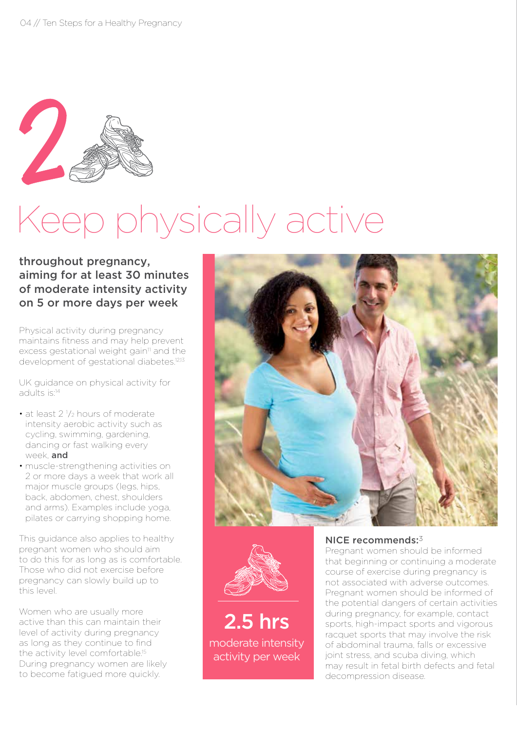# 2 Keep physically active

**throughout pregnancy, aiming for at least 30 minutes of moderate intensity activity on 5 or more days per week**

Physical activity during pregnancy maintains fitness and may help prevent excess gestational weight gain[11] and the development of gestational diabetes.[12,13]

UK guidance on physical activity for adults is:[14]

- at least 2 ½ hours of moderate intensity aerobic activity such as cycling, swimming, gardening, dancing or fast walking every week, **and**
- muscle-strengthening activities on 2 or more days a week that work all major muscle groups (legs, hips, back, abdomen, chest, shoulders and arms). Examples include yoga, pilates or carrying shopping home.

This guidance also applies to healthy pregnant women who should aim to do this for as long as is comfortable. Those who did not exercise before pregnancy can slowly build up to this level.

Women who are usually more active than this can maintain their level of activity during pregnancy as long as they continue to find the activity level comfortable.[15] During pregnancy women are likely to become fatigued more quickly.

**2.5 hrs**

moderate intensity activity per week

**NICE recommends:**[3]

Pregnant women should be informed that beginning or continuing a moderate course of exercise during pregnancy is not associated with adverse outcomes. Pregnant women should be informed of the potential dangers of certain activities during pregnancy, for example, contact sports, high-impact sports and vigorous racquet sports that may involve the risk of abdominal trauma, falls or excessive joint stress, and scuba diving, which may result in fetal birth defects and fetal decompression disease.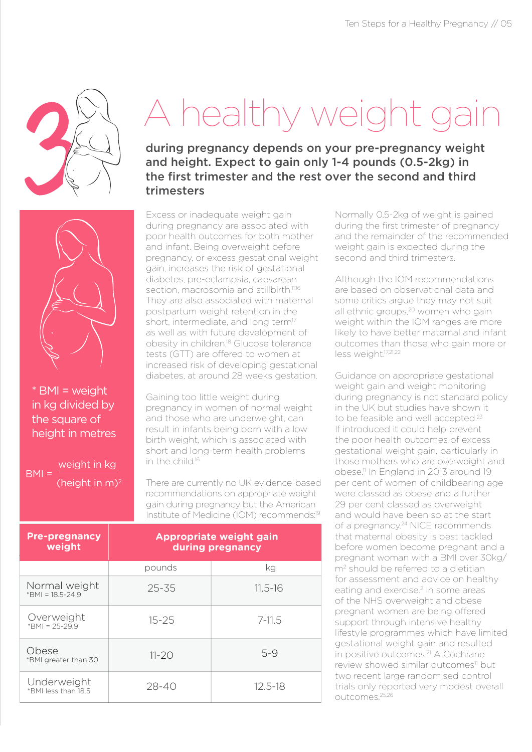# 3 A healthy weight gain

**during pregnancy depends on your pre-pregnancy weight and height. Expect to gain only 1-4 pounds (0.5-2kg) in the first trimester and the rest over the second and third trimesters**

\* BMI = weight in kg divided by the square of height in metres

$$BMI = \frac{\text{weight in kg}}{(\text{height in m})^2}$$

Excess or inadequate weight gain during pregnancy are associated with poor health outcomes for both mother and infant. Being overweight before pregnancy, or excess gestational weight gain, increases the risk of gestational diabetes, pre-eclampsia, caesarean section, macrosomia and stillbirth.[11,16] They are also associated with maternal postpartum weight retention in the short, intermediate, and long term[17] as well as with future development of obesity in children.[18] Glucose tolerance tests (GTT) are offered to women at increased risk of developing gestational diabetes, at around 28 weeks gestation.

Gaining too little weight during pregnancy in women of normal weight and those who are underweight, can result in infants being born with a low birth weight, which is associated with short and long-term health problems in the child.[16]

There are currently no UK evidence-based recommendations on appropriate weight gain during pregnancy but the American Institute of Medicine (IOM) recommends:[19]

| Pre-pregnancy weight | Appropriate weight gain during pregnancy | |
|---|---|---|
| | pounds | kg |
| Normal weight *BMI = 18.5-24.9 | 25-35 | 11.5-16 |
| Overweight *BMI = 25-29.9 | 15-25 | 7-11.5 |
| Obese *BMI greater than 30 | 11-20 | 5-9 |
| Underweight *BMI less than 18.5 | 28-40 | 12.5-18 |

Normally 0.5-2kg of weight is gained during the first trimester of pregnancy and the remainder of the recommended weight gain is expected during the second and third trimesters.

Although the IOM recommendations are based on observational data and some critics argue they may not suit all ethnic groups,[20] women who gain weight within the IOM ranges are more likely to have better maternal and infant outcomes than those who gain more or less weight.[17,21,22]

Guidance on appropriate gestational weight gain and weight monitoring during pregnancy is not standard policy in the UK but studies have shown it to be feasible and well accepted.[23] If introduced it could help prevent the poor health outcomes of excess gestational weight gain, particularly in those mothers who are overweight and obese.[11] In England in 2013 around 19 per cent of women of childbearing age were classed as obese and a further 29 per cent classed as overweight and would have been so at the start of a pregnancy.[24] NICE recommends that maternal obesity is best tackled before women become pregnant and a pregnant woman with a BMI over 30kg/m$^2$ should be referred to a dietitian for assessment and advice on healthy eating and exercise.[2] In some areas of the NHS overweight and obese pregnant women are being offered support through intensive healthy lifestyle programmes which have limited gestational weight gain and resulted in positive outcomes.[21] A Cochrane review showed similar outcomes[11] but two recent large randomised control trials only reported very modest overall outcomes.[25,26]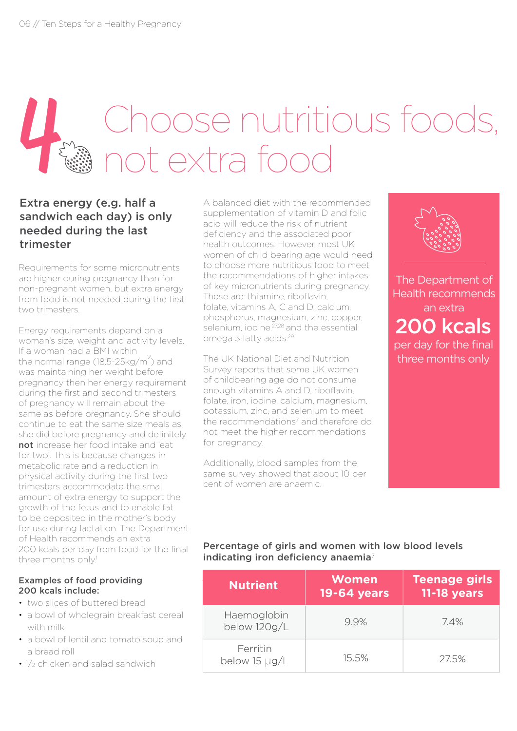# 4 Choose nutritious foods, not extra food

## Extra energy (e.g. half a sandwich each day) is only needed during the last trimester

Requirements for some micronutrients are higher during pregnancy than for non-pregnant women, but extra energy from food is not needed during the first two trimesters.

Energy requirements depend on a woman's size, weight and activity levels. If a woman had a BMI within the normal range (18.5-25kg/$m^2$) and was maintaining her weight before pregnancy then her energy requirement during the first and second trimesters of pregnancy will remain about the same as before pregnancy. She should continue to eat the same size meals as she did before pregnancy and definitely **not** increase her food intake and 'eat for two'. This is because changes in metabolic rate and a reduction in physical activity during the first two trimesters accommodate the small amount of extra energy to support the growth of the fetus and to enable fat to be deposited in the mother's body for use during lactation. The Department of Health recommends an extra 200 kcals per day from food for the final three months only.[1]

**Examples of food providing 200 kcals include:**

- two slices of buttered bread
- a bowl of wholegrain breakfast cereal with milk
- a bowl of lentil and tomato soup and a bread roll
- ½ chicken and salad sandwich

A balanced diet with the recommended supplementation of vitamin D and folic acid will reduce the risk of nutrient deficiency and the associated poor health outcomes. However, most UK women of child bearing age would need to choose more nutritious food to meet the recommendations of higher intakes of key micronutrients during pregnancy. These are: thiamine, riboflavin, folate, vitamins A, C and D, calcium, phosphorus, magnesium, zinc, copper, selenium, iodine[27,28] and the essential omega 3 fatty acids.[29]

The UK National Diet and Nutrition Survey reports that some UK women of childbearing age do not consume enough vitamins A and D, riboflavin, folate, iron, iodine, calcium, magnesium, potassium, zinc, and selenium to meet the recommendations[7] and therefore do not meet the higher recommendations for pregnancy.

Additionally, blood samples from the same survey showed that about 10 per cent of women are anaemic.

The Department of Health recommends an extra **200 kcals** per day for the final three months only

**Percentage of girls and women with low blood levels indicating iron deficiency anaemia**[7]

| Nutrient | Women 19-64 years | Teenage girls 11-18 years |
|---|---|---|
| Haemoglobin below 120g/L | 9.9% | 7.4% |
| Ferritin below 15 µg/L | 15.5% | 27.5% |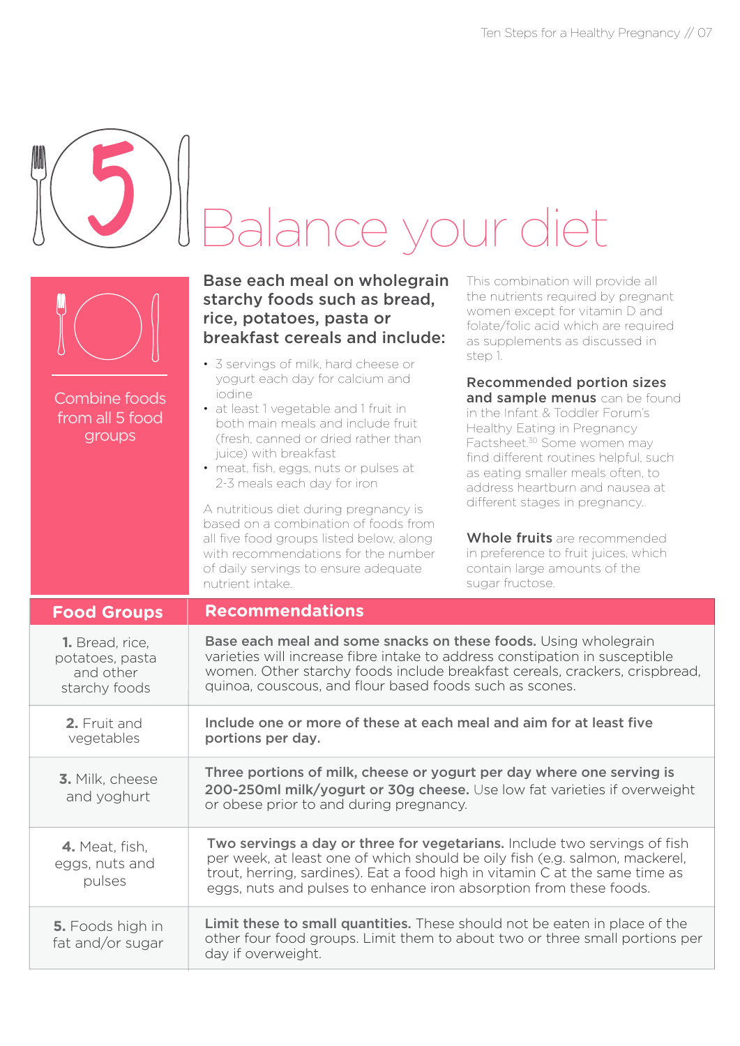# 5 Balance your diet

Combine foods from all 5 food groups

**Base each meal on wholegrain starchy foods such as bread, rice, potatoes, pasta or breakfast cereals and include:**

- 3 servings of milk, hard cheese or yogurt each day for calcium and iodine
- at least 1 vegetable and 1 fruit in both main meals and include fruit (fresh, canned or dried rather than juice) with breakfast
- meat, fish, eggs, nuts or pulses at 2-3 meals each day for iron

A nutritious diet during pregnancy is based on a combination of foods from all five food groups listed below, along with recommendations for the number of daily servings to ensure adequate nutrient intake.

This combination will provide all the nutrients required by pregnant women except for vitamin D and folate/folic acid which are required as supplements as discussed in step 1.

**Recommended portion sizes and sample menus** can be found in the Infant & Toddler Forum's Healthy Eating in Pregnancy Factsheet.[30] Some women may find different routines helpful, such as eating smaller meals often, to address heartburn and nausea at different stages in pregnancy.

**Whole fruits** are recommended in preference to fruit juices, which contain large amounts of the sugar fructose.

| Food Groups | Recommendations |
|---|---|
| **1.** Bread, rice, potatoes, pasta and other starchy foods | **Base each meal and some snacks on these foods.** Using wholegrain varieties will increase fibre intake to address constipation in susceptible women. Other starchy foods include breakfast cereals, crackers, crispbread, quinoa, couscous, and flour based foods such as scones. |
| **2.** Fruit and vegetables | **Include one or more of these at each meal and aim for at least five portions per day.** |
| **3.** Milk, cheese and yoghurt | **Three portions of milk, cheese or yogurt per day where one serving is 200-250ml milk/yogurt or 30g cheese.** Use low fat varieties if overweight or obese prior to and during pregnancy. |
| **4.** Meat, fish, eggs, nuts and pulses | **Two servings a day or three for vegetarians.** Include two servings of fish per week, at least one of which should be oily fish (e.g. salmon, mackerel, trout, herring, sardines). Eat a food high in vitamin C at the same time as eggs, nuts and pulses to enhance iron absorption from these foods. |
| **5.** Foods high in fat and/or sugar | **Limit these to small quantities.** These should not be eaten in place of the other four food groups. Limit them to about two or three small portions per day if overweight. |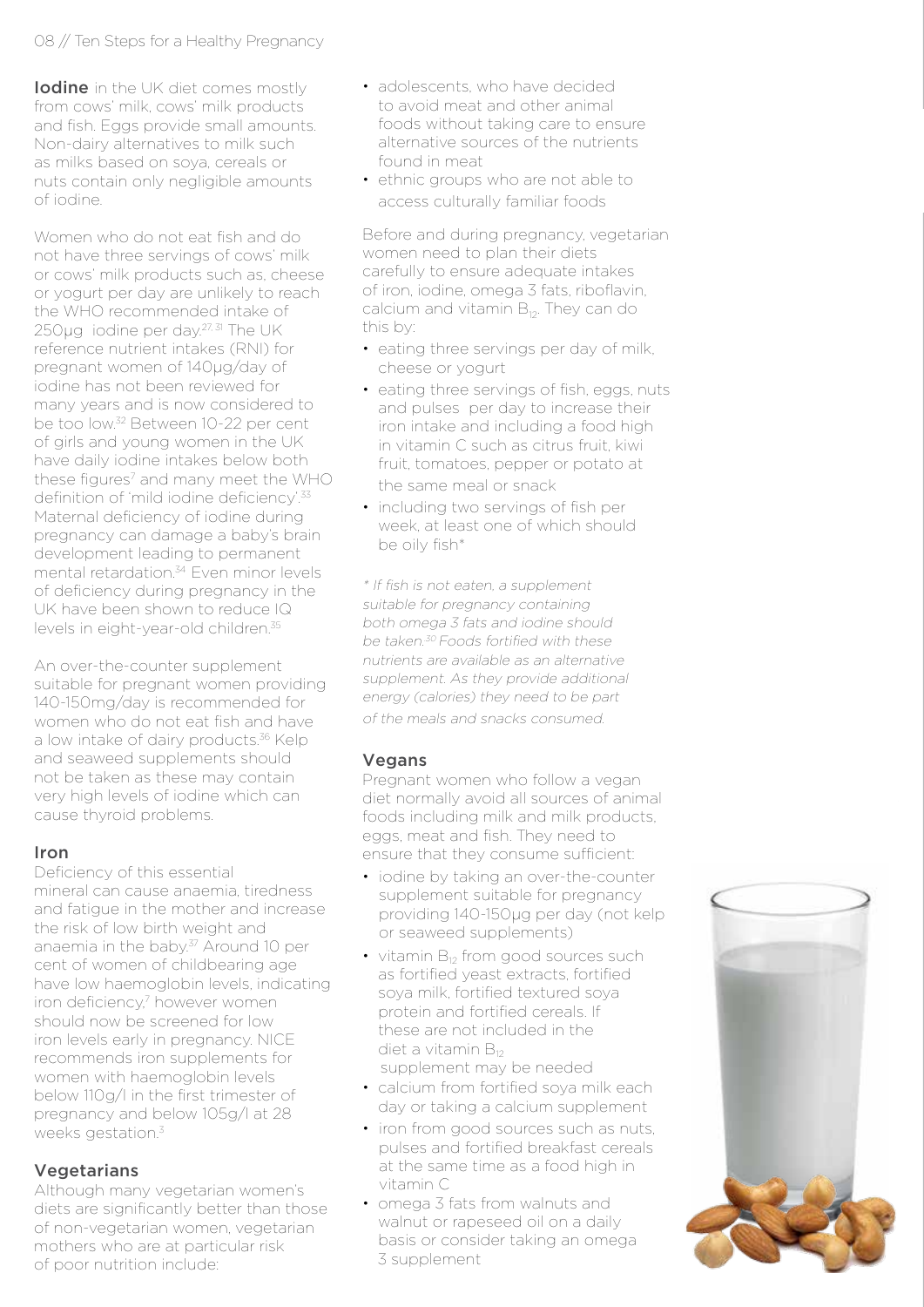**Iodine** in the UK diet comes mostly from cows' milk, cows' milk products and fish. Eggs provide small amounts. Non-dairy alternatives to milk such as milks based on soya, cereals or nuts contain only negligible amounts of iodine.

Women who do not eat fish and do not have three servings of cows' milk or cows' milk products such as, cheese or yogurt per day are unlikely to reach the WHO recommended intake of 250µg iodine per day.[27, 31] The UK reference nutrient intakes (RNI) for pregnant women of 140µg/day of iodine has not been reviewed for many years and is now considered to be too low.[32] Between 10-22 per cent of girls and young women in the UK have daily iodine intakes below both these figures[7] and many meet the WHO definition of 'mild iodine deficiency'.[33] Maternal deficiency of iodine during pregnancy can damage a baby's brain development leading to permanent mental retardation.[34] Even minor levels of deficiency during pregnancy in the UK have been shown to reduce IQ levels in eight-year-old children.[35]

An over-the-counter supplement suitable for pregnant women providing 140-150mg/day is recommended for women who do not eat fish and have a low intake of dairy products.[36] Kelp and seaweed supplements should not be taken as these may contain very high levels of iodine which can cause thyroid problems.

## Iron

Deficiency of this essential mineral can cause anaemia, tiredness and fatigue in the mother and increase the risk of low birth weight and anaemia in the baby.[37] Around 10 per cent of women of childbearing age have low haemoglobin levels, indicating iron deficiency,[7] however women should now be screened for low iron levels early in pregnancy. NICE recommends iron supplements for women with haemoglobin levels below 110g/l in the first trimester of pregnancy and below 105g/l at 28 weeks gestation.[3]

## Vegetarians

Although many vegetarian women's diets are significantly better than those of non-vegetarian women, vegetarian mothers who are at particular risk of poor nutrition include:

- adolescents, who have decided to avoid meat and other animal foods without taking care to ensure alternative sources of the nutrients found in meat
- ethnic groups who are not able to access culturally familiar foods

Before and during pregnancy, vegetarian women need to plan their diets carefully to ensure adequate intakes of iron, iodine, omega 3 fats, riboflavin, calcium and vitamin $B_{12}$. They can do this by:

- eating three servings per day of milk, cheese or yogurt
- eating three servings of fish, eggs, nuts and pulses per day to increase their iron intake and including a food high in vitamin C such as citrus fruit, kiwi fruit, tomatoes, pepper or potato at the same meal or snack
- including two servings of fish per week, at least one of which should be oily fish*

*\* If fish is not eaten, a supplement suitable for pregnancy containing both omega 3 fats and iodine should be taken.[30] Foods fortified with these nutrients are available as an alternative supplement. As they provide additional energy (calories) they need to be part of the meals and snacks consumed.*

## Vegans

Pregnant women who follow a vegan diet normally avoid all sources of animal foods including milk and milk products, eggs, meat and fish. They need to ensure that they consume sufficient:

- iodine by taking an over-the-counter supplement suitable for pregnancy providing 140-150µg per day (not kelp or seaweed supplements)
- vitamin $B_{12}$ from good sources such as fortified yeast extracts, fortified soya milk, fortified textured soya protein and fortified cereals. If these are not included in the diet a vitamin $B_{12}$ supplement may be needed
- calcium from fortified soya milk each day or taking a calcium supplement
- iron from good sources such as nuts, pulses and fortified breakfast cereals at the same time as a food high in vitamin C
- omega 3 fats from walnuts and walnut or rapeseed oil on a daily basis or consider taking an omega 3 supplement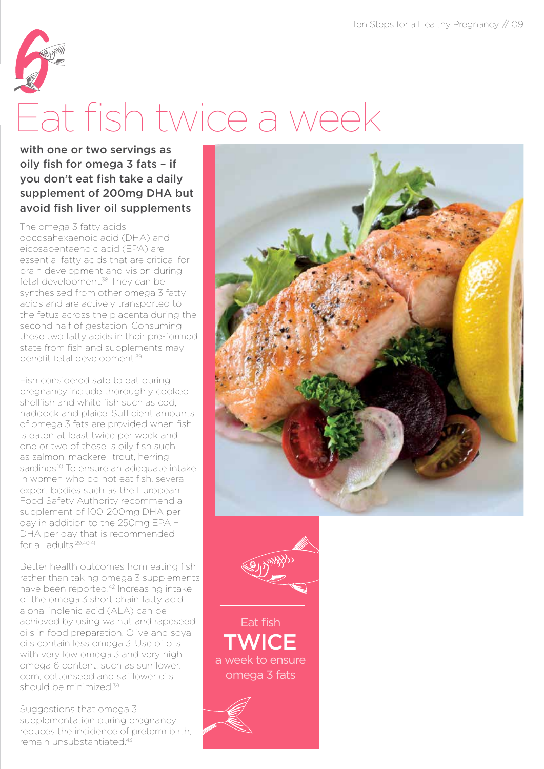# 6 Eat fish twice a week

**with one or two servings as oily fish for omega 3 fats – if you don't eat fish take a daily supplement of 200mg DHA but avoid fish liver oil supplements**

The omega 3 fatty acids docosahexaenoic acid (DHA) and eicosapentaenoic acid (EPA) are essential fatty acids that are critical for brain development and vision during fetal development.[38] They can be synthesised from other omega 3 fatty acids and are actively transported to the fetus across the placenta during the second half of gestation. Consuming these two fatty acids in their pre-formed state from fish and supplements may benefit fetal development.[39]

Fish considered safe to eat during pregnancy include thoroughly cooked shellfish and white fish such as cod, haddock and plaice. Sufficient amounts of omega 3 fats are provided when fish is eaten at least twice per week and one or two of these is oily fish such as salmon, mackerel, trout, herring, sardines.[10] To ensure an adequate intake in women who do not eat fish, several expert bodies such as the European Food Safety Authority recommend a supplement of 100-200mg DHA per day in addition to the 250mg EPA + DHA per day that is recommended for all adults.[29,40,41]

Better health outcomes from eating fish rather than taking omega 3 supplements have been reported.[42] Increasing intake of the omega 3 short chain fatty acid alpha linolenic acid (ALA) can be achieved by using walnut and rapeseed oils in food preparation. Olive and soya oils contain less omega 3. Use of oils with very low omega 3 and very high omega 6 content, such as sunflower, corn, cottonseed and safflower oils should be minimized.[39]

Suggestions that omega 3 supplementation during pregnancy reduces the incidence of preterm birth, remain unsubstantiated.[43]

Eat fish **TWICE** a week to ensure omega 3 fats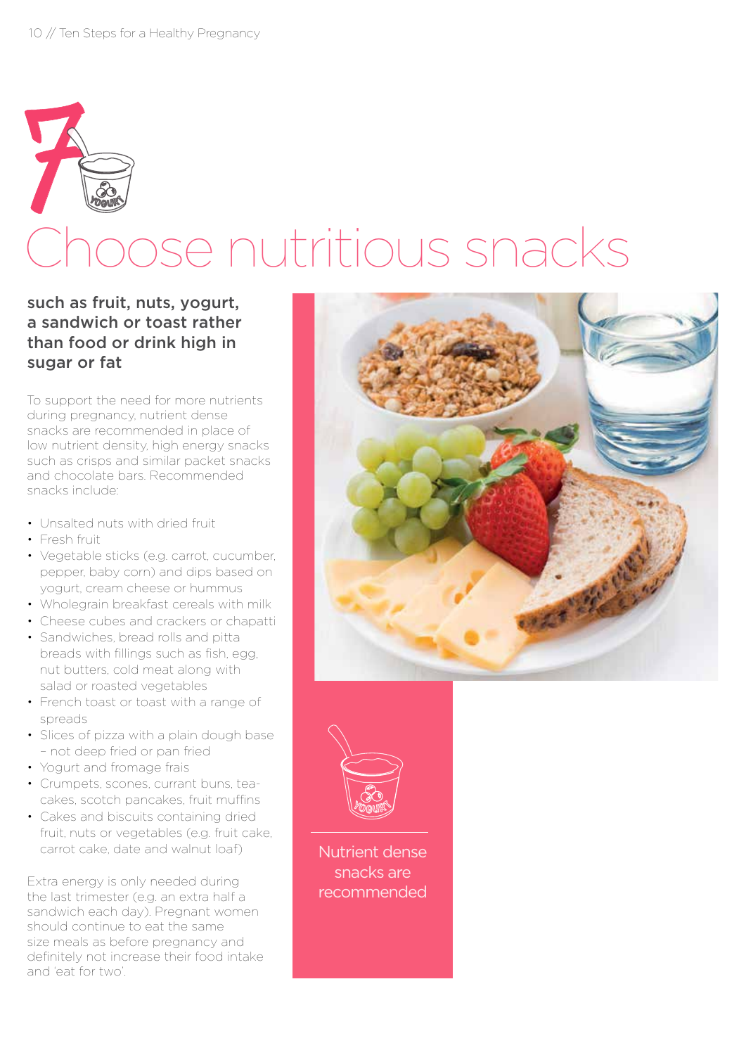# 7 Choose nutritious snacks

**such as fruit, nuts, yogurt, a sandwich or toast rather than food or drink high in sugar or fat**

To support the need for more nutrients during pregnancy, nutrient dense snacks are recommended in place of low nutrient density, high energy snacks such as crisps and similar packet snacks and chocolate bars. Recommended snacks include:

- Unsalted nuts with dried fruit
- Fresh fruit
- Vegetable sticks (e.g. carrot, cucumber, pepper, baby corn) and dips based on yogurt, cream cheese or hummus
- Wholegrain breakfast cereals with milk
- Cheese cubes and crackers or chapatti
- Sandwiches, bread rolls and pitta breads with fillings such as fish, egg, nut butters, cold meat along with salad or roasted vegetables
- French toast or toast with a range of spreads
- Slices of pizza with a plain dough base – not deep fried or pan fried
- Yogurt and fromage frais
- Crumpets, scones, currant buns, tea-cakes, scotch pancakes, fruit muffins
- Cakes and biscuits containing dried fruit, nuts or vegetables (e.g. fruit cake, carrot cake, date and walnut loaf)

Extra energy is only needed during the last trimester (e.g. an extra half a sandwich each day). Pregnant women should continue to eat the same size meals as before pregnancy and definitely not increase their food intake and 'eat for two'.

Nutrient dense snacks are recommended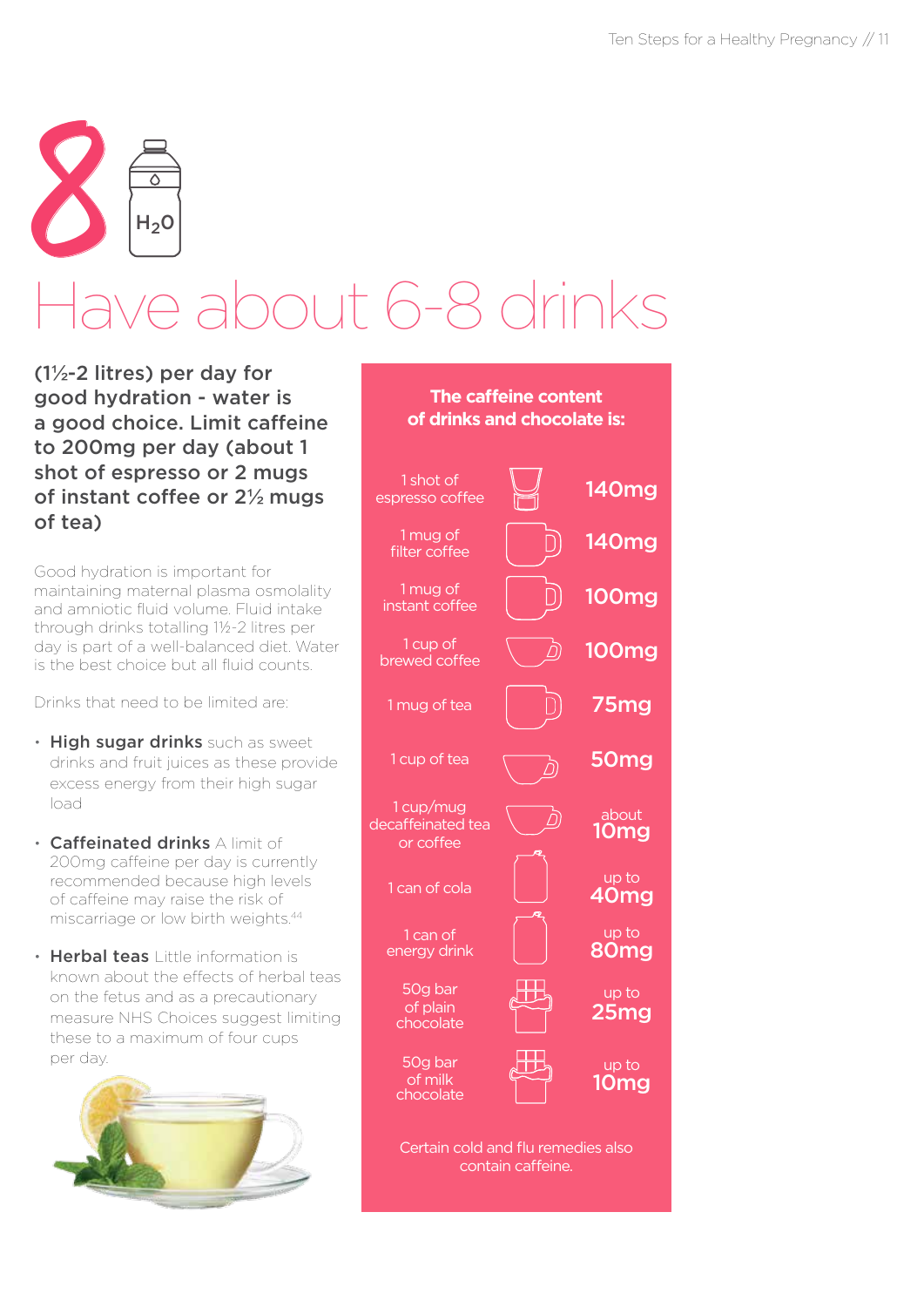# 8 Have about 6-8 drinks

**(1½-2 litres) per day for good hydration - water is a good choice. Limit caffeine to 200mg per day (about 1 shot of espresso or 2 mugs of instant coffee or 2½ mugs of tea)**

Good hydration is important for maintaining maternal plasma osmolality and amniotic fluid volume. Fluid intake through drinks totalling 1½-2 litres per day is part of a well-balanced diet. Water is the best choice but all fluid counts.

Drinks that need to be limited are:

- **High sugar drinks** such as sweet drinks and fruit juices as these provide excess energy from their high sugar load
- **Caffeinated drinks** A limit of 200mg caffeine per day is currently recommended because high levels of caffeine may raise the risk of miscarriage or low birth weights.[44]
- **Herbal teas** Little information is known about the effects of herbal teas on the fetus and as a precautionary measure NHS Choices suggest limiting these to a maximum of four cups per day.

**The caffeine content of drinks and chocolate is:**

| Item | Caffeine |
| --- | --- |
| 1 shot of espresso coffee | 140mg |
| 1 mug of filter coffee | 140mg |
| 1 mug of instant coffee | 100mg |
| 1 cup of brewed coffee | 100mg |
| 1 mug of tea | 75mg |
| 1 cup of tea | 50mg |
| 1 cup/mug decaffeinated tea or coffee | about 10mg |
| 1 can of cola | up to 40mg |
| 1 can of energy drink | up to 80mg |
| 50g bar of plain chocolate | up to 25mg |
| 50g bar of milk chocolate | up to 10mg |

Certain cold and flu remedies also contain caffeine.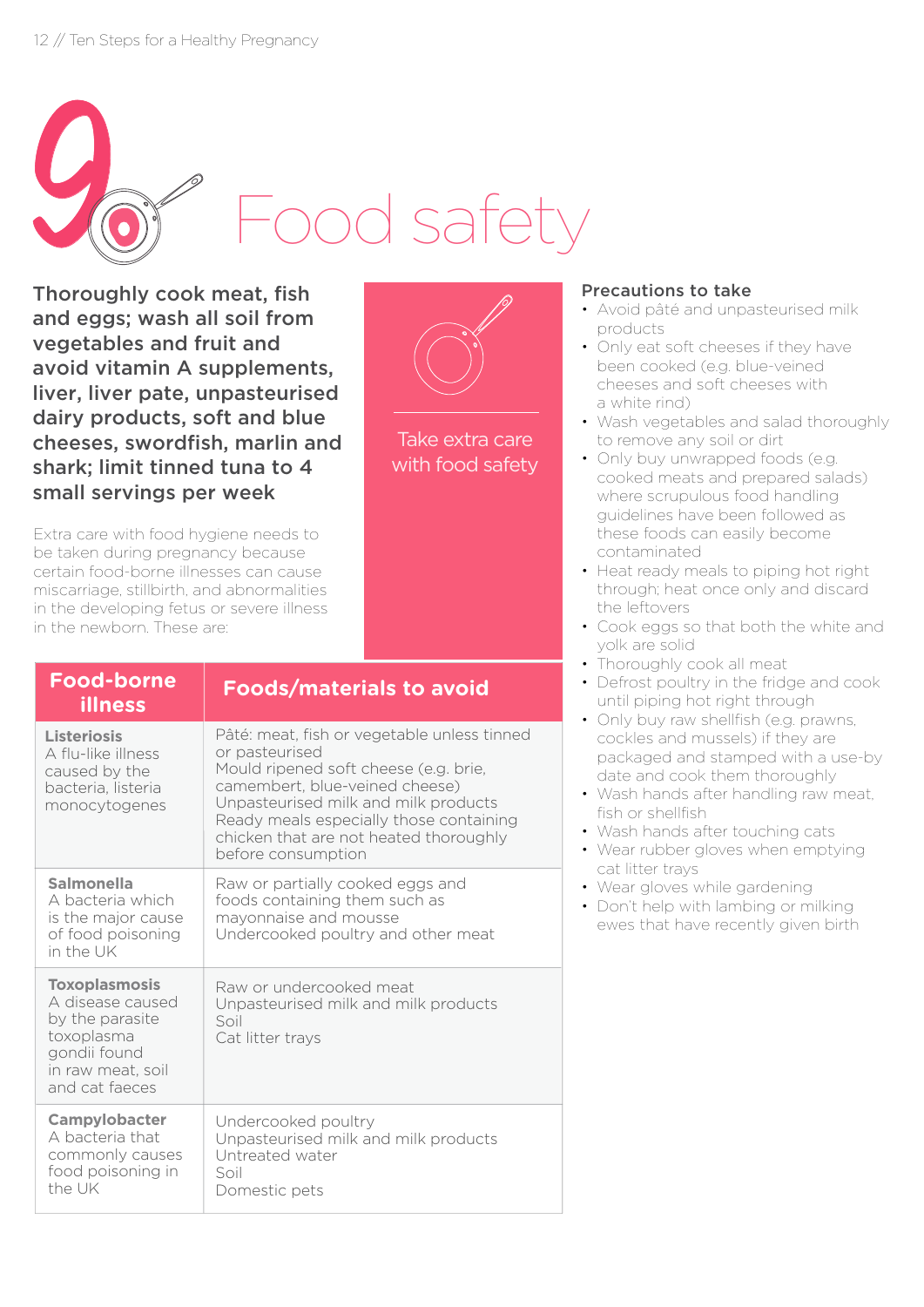# 9 Food safety

**Thoroughly cook meat, fish and eggs; wash all soil from vegetables and fruit and avoid vitamin A supplements, liver, liver pate, unpasteurised dairy products, soft and blue cheeses, swordfish, marlin and shark; limit tinned tuna to 4 small servings per week**

Extra care with food hygiene needs to be taken during pregnancy because certain food-borne illnesses can cause miscarriage, stillbirth, and abnormalities in the developing fetus or severe illness in the newborn. These are:

Take extra care with food safety

| Food-borne illness | Foods/materials to avoid |
|---|---|
| **Listeriosis** A flu-like illness caused by the bacteria, listeria monocytogenes | Pâté: meat, fish or vegetable unless tinned or pasteurised<br>Mould ripened soft cheese (e.g. brie, camembert, blue-veined cheese)<br>Unpasteurised milk and milk products<br>Ready meals especially those containing chicken that are not heated thoroughly before consumption |
| **Salmonella** A bacteria which is the major cause of food poisoning in the UK | Raw or partially cooked eggs and foods containing them such as mayonnaise and mousse<br>Undercooked poultry and other meat |
| **Toxoplasmosis** A disease caused by the parasite toxoplasma gondii found in raw meat, soil and cat faeces | Raw or undercooked meat<br>Unpasteurised milk and milk products<br>Soil<br>Cat litter trays |
| **Campylobacter** A bacteria that commonly causes food poisoning in the UK | Undercooked poultry<br>Unpasteurised milk and milk products<br>Untreated water<br>Soil<br>Domestic pets |

### Precautions to take

- Avoid pâté and unpasteurised milk products
- Only eat soft cheeses if they have been cooked (e.g. blue-veined cheeses and soft cheeses with a white rind)
- Wash vegetables and salad thoroughly to remove any soil or dirt
- Only buy unwrapped foods (e.g. cooked meats and prepared salads) where scrupulous food handling guidelines have been followed as these foods can easily become contaminated
- Heat ready meals to piping hot right through; heat once only and discard the leftovers
- Cook eggs so that both the white and yolk are solid
- Thoroughly cook all meat
- Defrost poultry in the fridge and cook until piping hot right through
- Only buy raw shellfish (e.g. prawns, cockles and mussels) if they are packaged and stamped with a use-by date and cook them thoroughly
- Wash hands after handling raw meat, fish or shellfish
- Wash hands after touching cats
- Wear rubber gloves when emptying cat litter trays
- Wear gloves while gardening
- Don't help with lambing or milking ewes that have recently given birth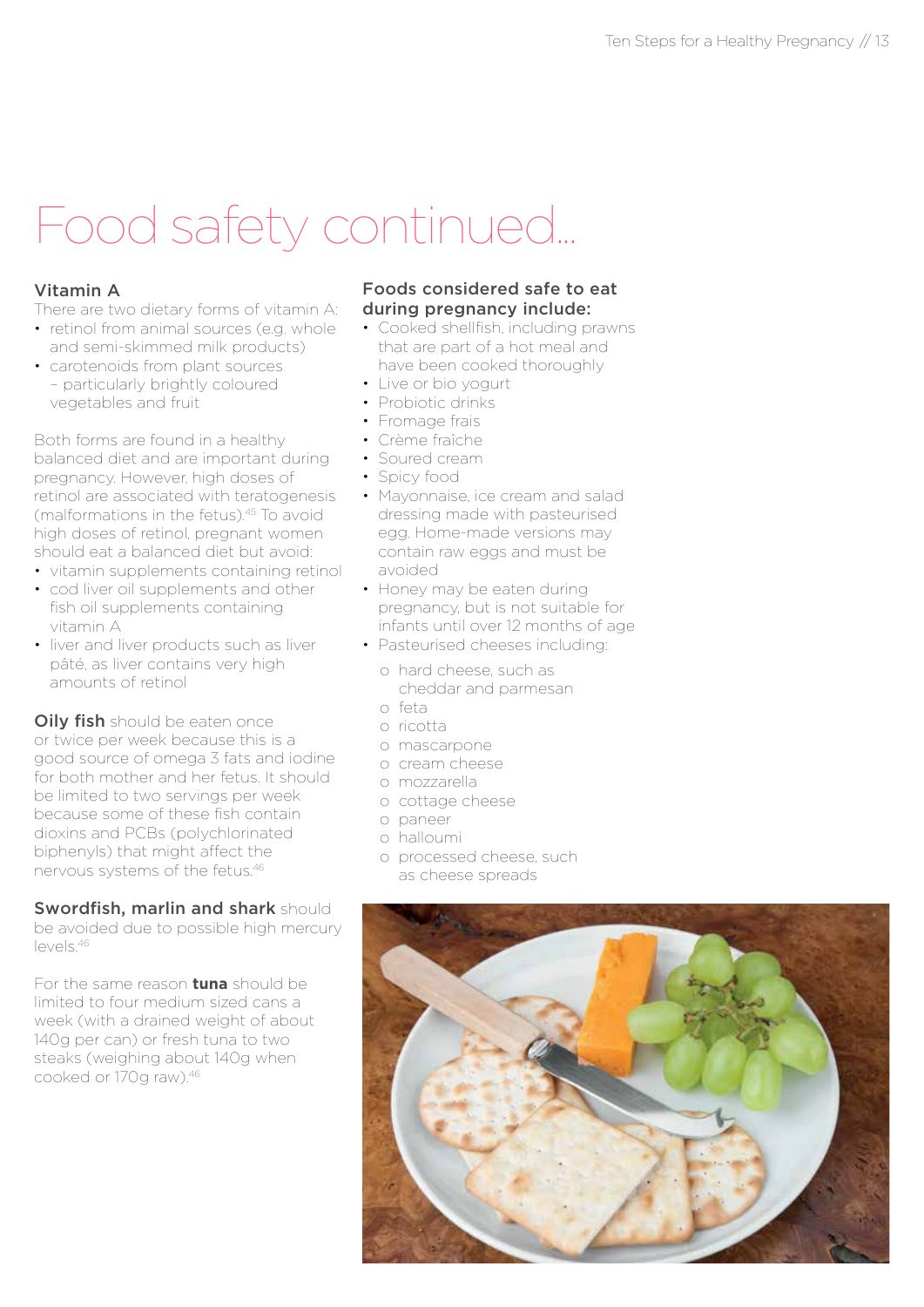# Food safety continued...

### Vitamin A

There are two dietary forms of vitamin A:

- retinol from animal sources (e.g. whole and semi-skimmed milk products)
- carotenoids from plant sources – particularly brightly coloured vegetables and fruit

Both forms are found in a healthy balanced diet and are important during pregnancy. However, high doses of retinol are associated with teratogenesis (malformations in the fetus).[45] To avoid high doses of retinol, pregnant women should eat a balanced diet but avoid:

- vitamin supplements containing retinol
- cod liver oil supplements and other fish oil supplements containing vitamin A
- liver and liver products such as liver pâté, as liver contains very high amounts of retinol

**Oily fish** should be eaten once or twice per week because this is a good source of omega 3 fats and iodine for both mother and her fetus. It should be limited to two servings per week because some of these fish contain dioxins and PCBs (polychlorinated biphenyls) that might affect the nervous systems of the fetus.[46]

**Swordfish, marlin and shark** should be avoided due to possible high mercury levels.[46]

For the same reason **tuna** should be limited to four medium sized cans a week (with a drained weight of about 140g per can) or fresh tuna to two steaks (weighing about 140g when cooked or 170g raw).[46]

### Foods considered safe to eat during pregnancy include:

- Cooked shellfish, including prawns that are part of a hot meal and have been cooked thoroughly
- Live or bio yogurt
- Probiotic drinks
- Fromage frais
- Crème fraîche
- Soured cream
- Spicy food
- Mayonnaise, ice cream and salad dressing made with pasteurised egg. Home-made versions may contain raw eggs and must be avoided
- Honey may be eaten during pregnancy, but is not suitable for infants until over 12 months of age
- Pasteurised cheeses including:
  - hard cheese, such as cheddar and parmesan
  - feta
  - ricotta
  - mascarpone
  - cream cheese
  - mozzarella
  - cottage cheese
  - paneer
  - halloumi
  - processed cheese, such as cheese spreads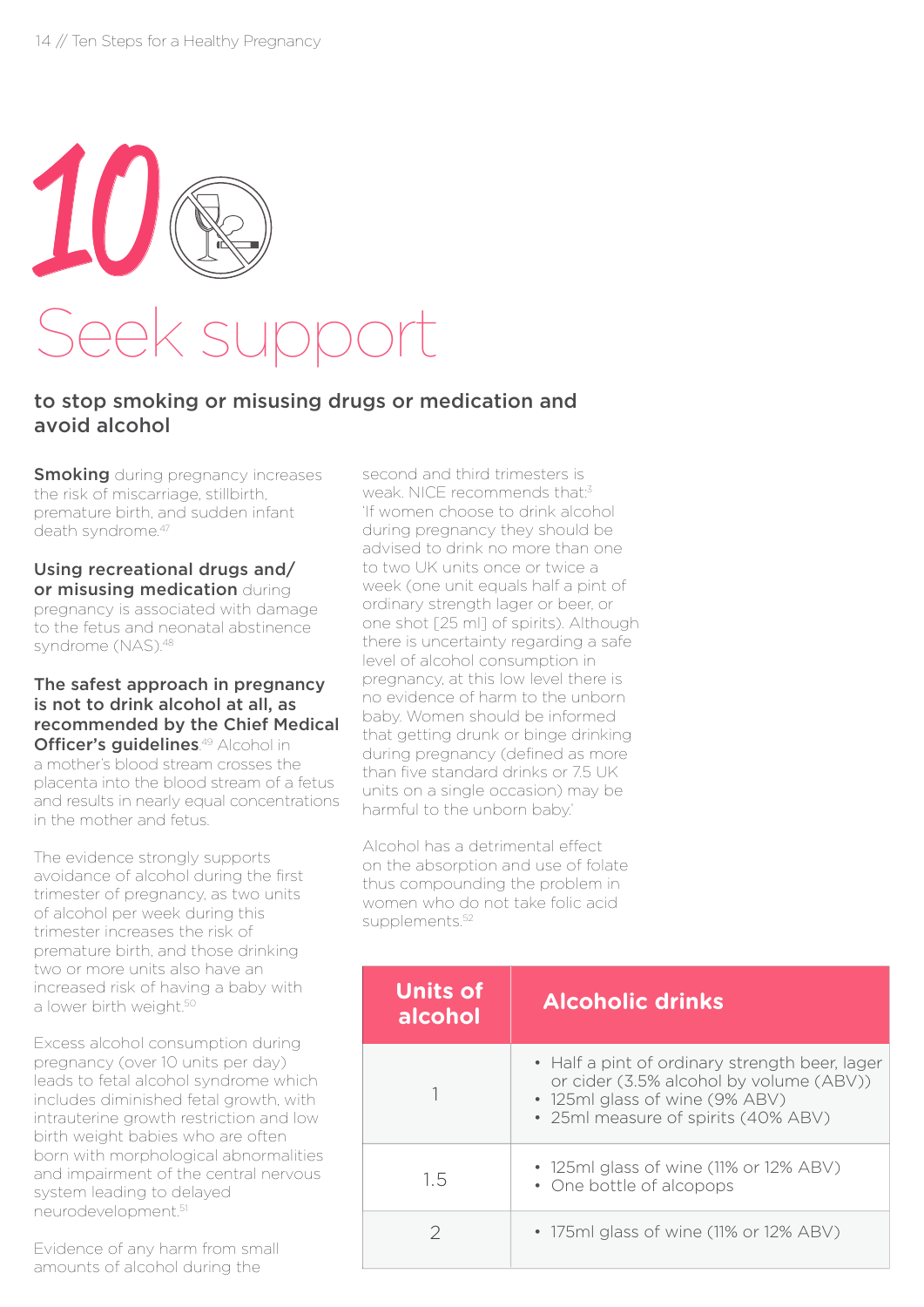# 10 Seek support

## to stop smoking or misusing drugs or medication and avoid alcohol

**Smoking** during pregnancy increases the risk of miscarriage, stillbirth, premature birth, and sudden infant death syndrome.[47]

**Using recreational drugs and/ or misusing medication** during pregnancy is associated with damage to the fetus and neonatal abstinence syndrome (NAS).[48]

**The safest approach in pregnancy is not to drink alcohol at all, as recommended by the Chief Medical Officer's guidelines**.[49] Alcohol in a mother's blood stream crosses the placenta into the blood stream of a fetus and results in nearly equal concentrations in the mother and fetus.

The evidence strongly supports avoidance of alcohol during the first trimester of pregnancy, as two units of alcohol per week during this trimester increases the risk of premature birth, and those drinking two or more units also have an increased risk of having a baby with a lower birth weight.[50]

Excess alcohol consumption during pregnancy (over 10 units per day) leads to fetal alcohol syndrome which includes diminished fetal growth, with intrauterine growth restriction and low birth weight babies who are often born with morphological abnormalities and impairment of the central nervous system leading to delayed neurodevelopment.[51]

Evidence of any harm from small amounts of alcohol during the second and third trimesters is weak. NICE recommends that:[3] 'If women choose to drink alcohol during pregnancy they should be advised to drink no more than one to two UK units once or twice a week (one unit equals half a pint of ordinary strength lager or beer, or one shot [25 ml] of spirits). Although there is uncertainty regarding a safe level of alcohol consumption in pregnancy, at this low level there is no evidence of harm to the unborn baby. Women should be informed that getting drunk or binge drinking during pregnancy (defined as more than five standard drinks or 7.5 UK units on a single occasion) may be harmful to the unborn baby.'

Alcohol has a detrimental effect on the absorption and use of folate thus compounding the problem in women who do not take folic acid supplements.[52]

| Units of alcohol | Alcoholic drinks |
|---|---|
| 1 | • Half a pint of ordinary strength beer, lager or cider (3.5% alcohol by volume (ABV))<br>• 125ml glass of wine (9% ABV)<br>• 25ml measure of spirits (40% ABV) |
| 1.5 | • 125ml glass of wine (11% or 12% ABV)<br>• One bottle of alcopops |
| 2 | • 175ml glass of wine (11% or 12% ABV) |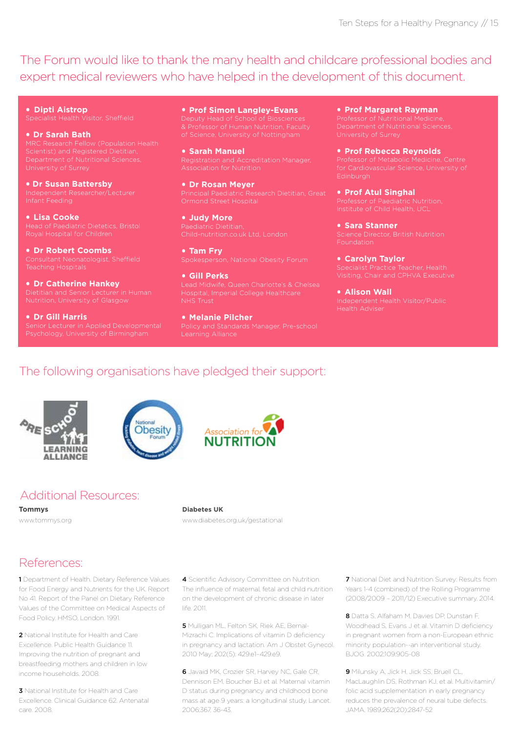The Forum would like to thank the many health and childcare professional bodies and expert medical reviewers who have helped in the development of this document.

- **Dipti Aistrop**
  Specialist Health Visitor, Sheffield
- **Dr Sarah Bath**
  MRC Research Fellow (Population Health Scientist) and Registered Dietitian, Department of Nutritional Sciences, University of Surrey
- **Dr Susan Battersby**
  Independent Researcher/Lecturer Infant Feeding
- **Lisa Cooke**
  Head of Paediatric Dietetics, Bristol Royal Hospital for Children
- **Dr Robert Coombs**
  Consultant Neonatologist, Sheffield Teaching Hospitals
- **Dr Catherine Hankey**
  Dietitian and Senior Lecturer in Human Nutrition, University of Glasgow
- **Dr Gill Harris**
  Senior Lecturer in Applied Developmental Psychology, University of Birmingham
- **Prof Simon Langley-Evans**
  Deputy Head of School of Biosciences & Professor of Human Nutrition, Faculty of Science, University of Nottingham
- **Sarah Manuel**
  Registration and Accreditation Manager, Association for Nutrition
- **Dr Rosan Meyer**
  Principal Paediatric Research Dietitian, Great Ormond Street Hospital
- **Judy More**
  Paediatric Dietitian, Child-nutrition.co.uk Ltd, London
- **Tam Fry**
  Spokesperson, National Obesity Forum
- **Gill Perks**
  Lead Midwife, Queen Charlotte's & Chelsea Hospital, Imperial College Healthcare NHS Trust
- **Melanie Pilcher**
  Policy and Standards Manager, Pre-school Learning Alliance
- **Prof Margaret Rayman**
  Professor of Nutritional Medicine, Department of Nutritional Sciences, University of Surrey
- **Prof Rebecca Reynolds**
  Professor of Metabolic Medicine, Centre for Cardiovascular Science, University of Edinburgh
- **Prof Atul Singhal**
  Professor of Paediatric Nutrition, Institute of Child Health, UCL
- **Sara Stanner**
  Science Director, British Nutrition Foundation
- **Carolyn Taylor**
  Specialist Practice Teacher, Health Visiting, Chair and CPHVA Executive
- **Alison Wall**
  Independent Health Visitor/Public Health Adviser

The following organisations have pledged their support:

## Additional Resources:

**Tommys**
www.tommys.org

**Diabetes UK**
www.diabetes.org.uk/gestational

## References:

**1** Department of Health. Dietary Reference Values for Food Energy and Nutrients for the UK. Report No 41. Report of the Panel on Dietary Reference Values of the Committee on Medical Aspects of Food Policy. HMSO, London. 1991.

**2** National Institute for Health and Care Excellence. Public Health Guidance 11. Improving the nutrition of pregnant and breastfeeding mothers and children in low income households. 2008.

**3** National Institute for Health and Care Excellence. Clinical Guidance 62. Antenatal care. 2008.

**4** Scientific Advisory Committee on Nutrition. The influence of maternal, fetal and child nutrition on the development of chronic disease in later life. 2011.

**5** Mulligan ML, Felton SK, Riek AE, Bernal-Mizrachi C. Implications of vitamin D deficiency in pregnancy and lactation. Am J Obstet Gynecol. 2010 May; 202(5): 429.e1–429.e9.

**6** Javaid MK, Crozier SR, Harvey NC, Gale CR, Dennison EM, Boucher BJ et al. Maternal vitamin D status during pregnancy and childhood bone mass at age 9 years: a longitudinal study. Lancet. 2006;367, 36-43.

**7** National Diet and Nutrition Survey: Results from Years 1-4 (combined) of the Rolling Programme (2008/2009 – 2011/12) Executive summary. 2014.

**8** Datta S, Alfaham M, Davies DP, Dunstan F, Woodhead S, Evans J et al. Vitamin D deficiency in pregnant women from a non-European ethnic minority population--an interventional study. BJOG. 2002;109:905-08

**9** Milunsky A, Jick H, Jick SS, Bruell CL, MacLaughlin DS, Rothman KJ, et al. Multivitamin/folic acid supplementation in early pregnancy reduces the prevalence of neural tube defects. JAMA. 1989;262(20):2847-52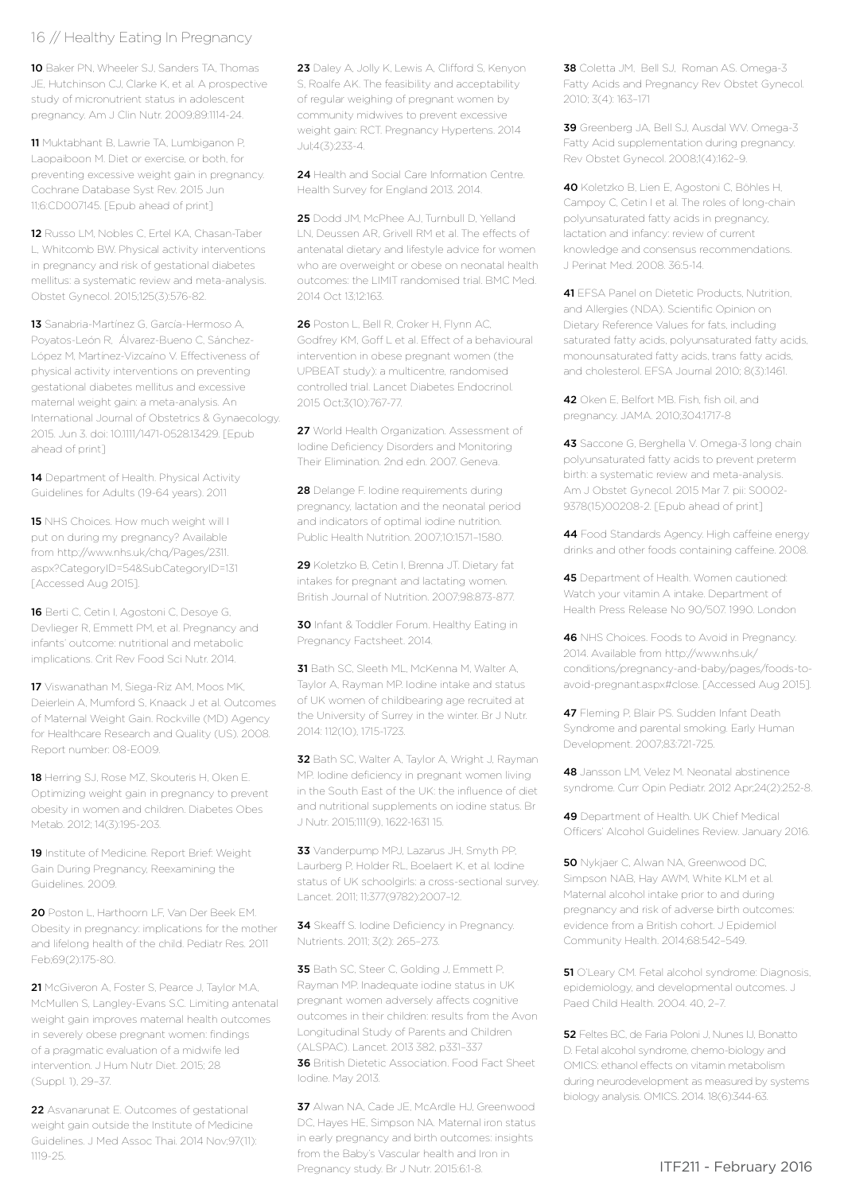**10** Baker PN, Wheeler SJ, Sanders TA, Thomas JE, Hutchinson CJ, Clarke K, et al. A prospective study of micronutrient status in adolescent pregnancy. Am J Clin Nutr. 2009;89:1114-24.

**11** Muktabhant B, Lawrie TA, Lumbiganon P, Laopaiboon M. Diet or exercise, or both, for preventing excessive weight gain in pregnancy. Cochrane Database Syst Rev. 2015 Jun 11;6:CD007145. [Epub ahead of print]

**12** Russo LM, Nobles C, Ertel KA, Chasan-Taber L, Whitcomb BW. Physical activity interventions in pregnancy and risk of gestational diabetes mellitus: a systematic review and meta-analysis. Obstet Gynecol. 2015;125(3):576-82.

**13** Sanabria-Martínez G, García-Hermoso A, Poyatos-León R, Álvarez-Bueno C, Sánchez-López M, Martínez-Vizcaíno V. Effectiveness of physical activity interventions on preventing gestational diabetes mellitus and excessive maternal weight gain: a meta-analysis. An International Journal of Obstetrics & Gynaecology. 2015. Jun 3. doi: 10.1111/1471-0528.13429. [Epub ahead of print]

**14** Department of Health. Physical Activity Guidelines for Adults (19-64 years). 2011

**15** NHS Choices. How much weight will I put on during my pregnancy? Available from http://www.nhs.uk/chq/Pages/2311.aspx?CategoryID=54&SubCategoryID=131 [Accessed Aug 2015].

**16** Berti C, Cetin I, Agostoni C, Desoye G, Devlieger R, Emmett PM, et al. Pregnancy and infants' outcome: nutritional and metabolic implications. Crit Rev Food Sci Nutr. 2014.

**17** Viswanathan M, Siega-Riz AM, Moos MK, Deierlein A, Mumford S, Knaack J et al. Outcomes of Maternal Weight Gain. Rockville (MD) Agency for Healthcare Research and Quality (US). 2008. Report number: 08-E009.

**18** Herring SJ, Rose MZ, Skouteris H, Oken E. Optimizing weight gain in pregnancy to prevent obesity in women and children. Diabetes Obes Metab. 2012; 14(3):195-203.

**19** Institute of Medicine. Report Brief: Weight Gain During Pregnancy, Reexamining the Guidelines. 2009.

**20** Poston L, Harthoorn LF, Van Der Beek EM. Obesity in pregnancy: implications for the mother and lifelong health of the child. Pediatr Res. 2011 Feb;69(2):175-80.

**21** McGiveron A, Foster S, Pearce J, Taylor M.A, McMullen S, Langley-Evans S.C. Limiting antenatal weight gain improves maternal health outcomes in severely obese pregnant women: findings of a pragmatic evaluation of a midwife led intervention. J Hum Nutr Diet. 2015; 28 (Suppl. 1), 29–37.

**22** Asvanarunat E. Outcomes of gestational weight gain outside the Institute of Medicine Guidelines. J Med Assoc Thai. 2014 Nov;97(11): 1119-25.

**23** Daley A, Jolly K, Lewis A, Clifford S, Kenyon S, Roalfe AK. The feasibility and acceptability of regular weighing of pregnant women by community midwives to prevent excessive weight gain: RCT. Pregnancy Hypertens. 2014 Jul;4(3):233-4.

**24** Health and Social Care Information Centre. Health Survey for England 2013. 2014.

**25** Dodd JM, McPhee AJ, Turnbull D, Yelland LN, Deussen AR, Grivell RM et al. The effects of antenatal dietary and lifestyle advice for women who are overweight or obese on neonatal health outcomes: the LIMIT randomised trial. BMC Med. 2014 Oct 13;12:163.

**26** Poston L, Bell R, Croker H, Flynn AC, Godfrey KM, Goff L et al. Effect of a behavioural intervention in obese pregnant women (the UPBEAT study): a multicentre, randomised controlled trial. Lancet Diabetes Endocrinol. 2015 Oct;3(10):767-77.

**27** World Health Organization. Assessment of Iodine Deficiency Disorders and Monitoring Their Elimination. 2nd edn. 2007. Geneva.

**28** Delange F. Iodine requirements during pregnancy, lactation and the neonatal period and indicators of optimal iodine nutrition. Public Health Nutrition. 2007;10:1571–1580.

**29** Koletzko B, Cetin I, Brenna JT. Dietary fat intakes for pregnant and lactating women. British Journal of Nutrition. 2007;98:873-877.

**30** Infant & Toddler Forum. Healthy Eating in Pregnancy Factsheet. 2014.

**31** Bath SC, Sleeth ML, McKenna M, Walter A, Taylor A, Rayman MP. Iodine intake and status of UK women of childbearing age recruited at the University of Surrey in the winter. Br J Nutr. 2014: 112(10), 1715-1723.

**32** Bath SC, Walter A, Taylor A, Wright J, Rayman MP. Iodine deficiency in pregnant women living in the South East of the UK: the influence of diet and nutritional supplements on iodine status. Br J Nutr. 2015;111(9), 1622-1631 15.

**33** Vanderpump MPJ, Lazarus JH, Smyth PP, Laurberg P, Holder RL, Boelaert K, et al. Iodine status of UK schoolgirls: a cross-sectional survey. Lancet. 2011; 11;377(9782):2007–12.

**34** Skeaff S. Iodine Deficiency in Pregnancy. Nutrients. 2011; 3(2): 265–273.

**35** Bath SC, Steer C, Golding J, Emmett P, Rayman MP. Inadequate iodine status in UK pregnant women adversely affects cognitive outcomes in their children: results from the Avon Longitudinal Study of Parents and Children (ALSPAC). Lancet. 2013 382, p331–337

**36** British Dietetic Association. Food Fact Sheet Iodine. May 2013.

**37** Alwan NA, Cade JE, McArdle HJ, Greenwood DC, Hayes HE, Simpson NA. Maternal iron status in early pregnancy and birth outcomes: insights from the Baby's Vascular health and Iron in Pregnancy study. Br J Nutr. 2015:6:1-8.

**38** Coletta JM, Bell SJ, Roman AS. Omega-3 Fatty Acids and Pregnancy Rev Obstet Gynecol. 2010; 3(4): 163–171

**39** Greenberg JA, Bell SJ, Ausdal WV. Omega-3 Fatty Acid supplementation during pregnancy. Rev Obstet Gynecol. 2008;1(4):162–9.

**40** Koletzko B, Lien E, Agostoni C, Böhles H, Campoy C, Cetin I et al. The roles of long-chain polyunsaturated fatty acids in pregnancy, lactation and infancy: review of current knowledge and consensus recommendations. J Perinat Med. 2008. 36:5-14.

**41** EFSA Panel on Dietetic Products, Nutrition, and Allergies (NDA). Scientific Opinion on Dietary Reference Values for fats, including saturated fatty acids, polyunsaturated fatty acids, monounsaturated fatty acids, trans fatty acids, and cholesterol. EFSA Journal 2010; 8(3):1461.

**42** Oken E, Belfort MB. Fish, fish oil, and pregnancy. JAMA. 2010;304:1717-8

**43** Saccone G, Berghella V. Omega-3 long chain polyunsaturated fatty acids to prevent preterm birth: a systematic review and meta-analysis. Am J Obstet Gynecol. 2015 Mar 7. pii: S0002-9378(15)00208-2. [Epub ahead of print]

**44** Food Standards Agency. High caffeine energy drinks and other foods containing caffeine. 2008.

**45** Department of Health. Women cautioned: Watch your vitamin A intake. Department of Health Press Release No 90/507. 1990. London

**46** NHS Choices. Foods to Avoid in Pregnancy. 2014. Available from http://www.nhs.uk/conditions/pregnancy-and-baby/pages/foods-to-avoid-pregnant.aspx#close. [Accessed Aug 2015].

**47** Fleming P, Blair PS. Sudden Infant Death Syndrome and parental smoking. Early Human Development. 2007;83:721-725.

**48** Jansson LM, Velez M. Neonatal abstinence syndrome. Curr Opin Pediatr. 2012 Apr;24(2):252-8.

**49** Department of Health. UK Chief Medical Officers' Alcohol Guidelines Review. January 2016.

**50** Nykjaer C, Alwan NA, Greenwood DC, Simpson NAB, Hay AWM, White KLM et al. Maternal alcohol intake prior to and during pregnancy and risk of adverse birth outcomes: evidence from a British cohort. J Epidemiol Community Health. 2014;68:542–549.

**51** O'Leary CM. Fetal alcohol syndrome: Diagnosis, epidemiology, and developmental outcomes. J Paed Child Health. 2004. 40, 2–7.

**52** Feltes BC, de Faria Poloni J, Nunes IJ, Bonatto D. Fetal alcohol syndrome, chemo-biology and OMICS: ethanol effects on vitamin metabolism during neurodevelopment as measured by systems biology analysis. OMICS. 2014. 18(6):344-63.